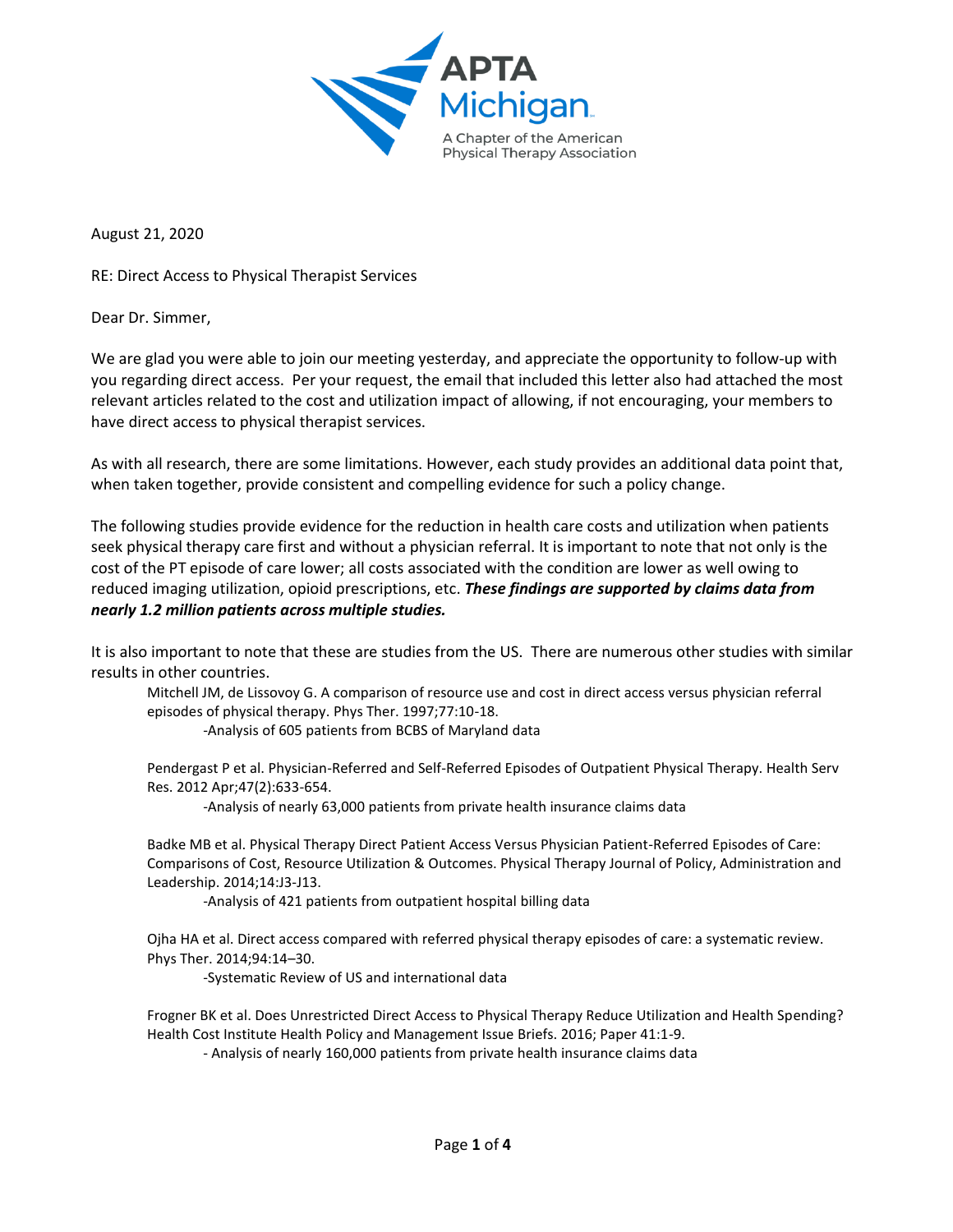APTA Michigan
A Chapter of the American Physical Therapy Association

August 21, 2020

RE: Direct Access to Physical Therapist Services

Dear Dr. Simmer,

We are glad you were able to join our meeting yesterday, and appreciate the opportunity to follow-up with you regarding direct access. Per your request, the email that included this letter also had attached the most relevant articles related to the cost and utilization impact of allowing, if not encouraging, your members to have direct access to physical therapist services.

As with all research, there are some limitations. However, each study provides an additional data point that, when taken together, provide consistent and compelling evidence for such a policy change.

The following studies provide evidence for the reduction in health care costs and utilization when patients seek physical therapy care first and without a physician referral. It is important to note that not only is the cost of the PT episode of care lower; all costs associated with the condition are lower as well owing to reduced imaging utilization, opioid prescriptions, etc. ***These findings are supported by claims data from nearly 1.2 million patients across multiple studies.***

It is also important to note that these are studies from the US. There are numerous other studies with similar results in other countries.

Mitchell JM, de Lissovoy G. A comparison of resource use and cost in direct access versus physician referral episodes of physical therapy. Phys Ther. 1997;77:10-18.
- Analysis of 605 patients from BCBS of Maryland data

Pendergast P et al. Physician-Referred and Self-Referred Episodes of Outpatient Physical Therapy. Health Serv Res. 2012 Apr;47(2):633-654.
- Analysis of nearly 63,000 patients from private health insurance claims data

Badke MB et al. Physical Therapy Direct Patient Access Versus Physician Patient-Referred Episodes of Care: Comparisons of Cost, Resource Utilization & Outcomes. Physical Therapy Journal of Policy, Administration and Leadership. 2014;14:J3-J13.
- Analysis of 421 patients from outpatient hospital billing data

Ojha HA et al. Direct access compared with referred physical therapy episodes of care: a systematic review. Phys Ther. 2014;94:14–30.
- Systematic Review of US and international data

Frogner BK et al. Does Unrestricted Direct Access to Physical Therapy Reduce Utilization and Health Spending? Health Cost Institute Health Policy and Management Issue Briefs. 2016; Paper 41:1-9.
- Analysis of nearly 160,000 patients from private health insurance claims data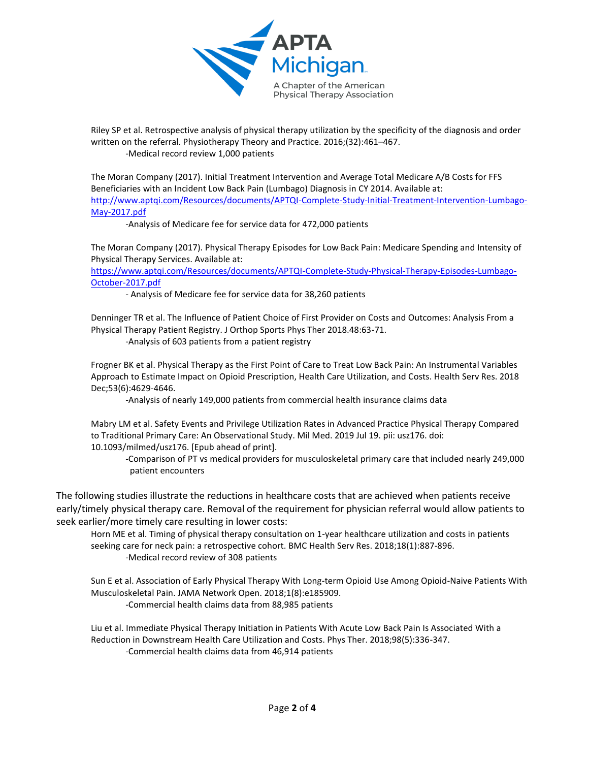Riley SP et al. Retrospective analysis of physical therapy utilization by the specificity of the diagnosis and order written on the referral. Physiotherapy Theory and Practice. 2016;(32):461–467.

-Medical record review 1,000 patients

The Moran Company (2017). Initial Treatment Intervention and Average Total Medicare A/B Costs for FFS Beneficiaries with an Incident Low Back Pain (Lumbago) Diagnosis in CY 2014. Available at: [http://www.aptqi.com/Resources/documents/APTQI-Complete-Study-Initial-Treatment-Intervention-Lumbago-May-2017.pdf](http://www.aptqi.com/Resources/documents/APTQI-Complete-Study-Initial-Treatment-Intervention-Lumbago-May-2017.pdf)

-Analysis of Medicare fee for service data for 472,000 patients

The Moran Company (2017). Physical Therapy Episodes for Low Back Pain: Medicare Spending and Intensity of Physical Therapy Services. Available at: [https://www.aptqi.com/Resources/documents/APTQI-Complete-Study-Physical-Therapy-Episodes-Lumbago-October-2017.pdf](https://www.aptqi.com/Resources/documents/APTQI-Complete-Study-Physical-Therapy-Episodes-Lumbago-October-2017.pdf)

- Analysis of Medicare fee for service data for 38,260 patients

Denninger TR et al. The Influence of Patient Choice of First Provider on Costs and Outcomes: Analysis From a Physical Therapy Patient Registry. J Orthop Sports Phys Ther 2018.48:63-71.

-Analysis of 603 patients from a patient registry

Frogner BK et al. Physical Therapy as the First Point of Care to Treat Low Back Pain: An Instrumental Variables Approach to Estimate Impact on Opioid Prescription, Health Care Utilization, and Costs. Health Serv Res. 2018 Dec;53(6):4629-4646.

-Analysis of nearly 149,000 patients from commercial health insurance claims data

Mabry LM et al. Safety Events and Privilege Utilization Rates in Advanced Practice Physical Therapy Compared to Traditional Primary Care: An Observational Study. Mil Med. 2019 Jul 19. pii: usz176. doi: 10.1093/milmed/usz176. [Epub ahead of print].

-Comparison of PT vs medical providers for musculoskeletal primary care that included nearly 249,000 patient encounters

The following studies illustrate the reductions in healthcare costs that are achieved when patients receive early/timely physical therapy care. Removal of the requirement for physician referral would allow patients to seek earlier/more timely care resulting in lower costs:

Horn ME et al. Timing of physical therapy consultation on 1-year healthcare utilization and costs in patients seeking care for neck pain: a retrospective cohort. BMC Health Serv Res. 2018;18(1):887-896.

-Medical record review of 308 patients

Sun E et al. Association of Early Physical Therapy With Long-term Opioid Use Among Opioid-Naive Patients With Musculoskeletal Pain. JAMA Network Open. 2018;1(8):e185909.

-Commercial health claims data from 88,985 patients

Liu et al. Immediate Physical Therapy Initiation in Patients With Acute Low Back Pain Is Associated With a Reduction in Downstream Health Care Utilization and Costs. Phys Ther. 2018;98(5):336-347.

-Commercial health claims data from 46,914 patients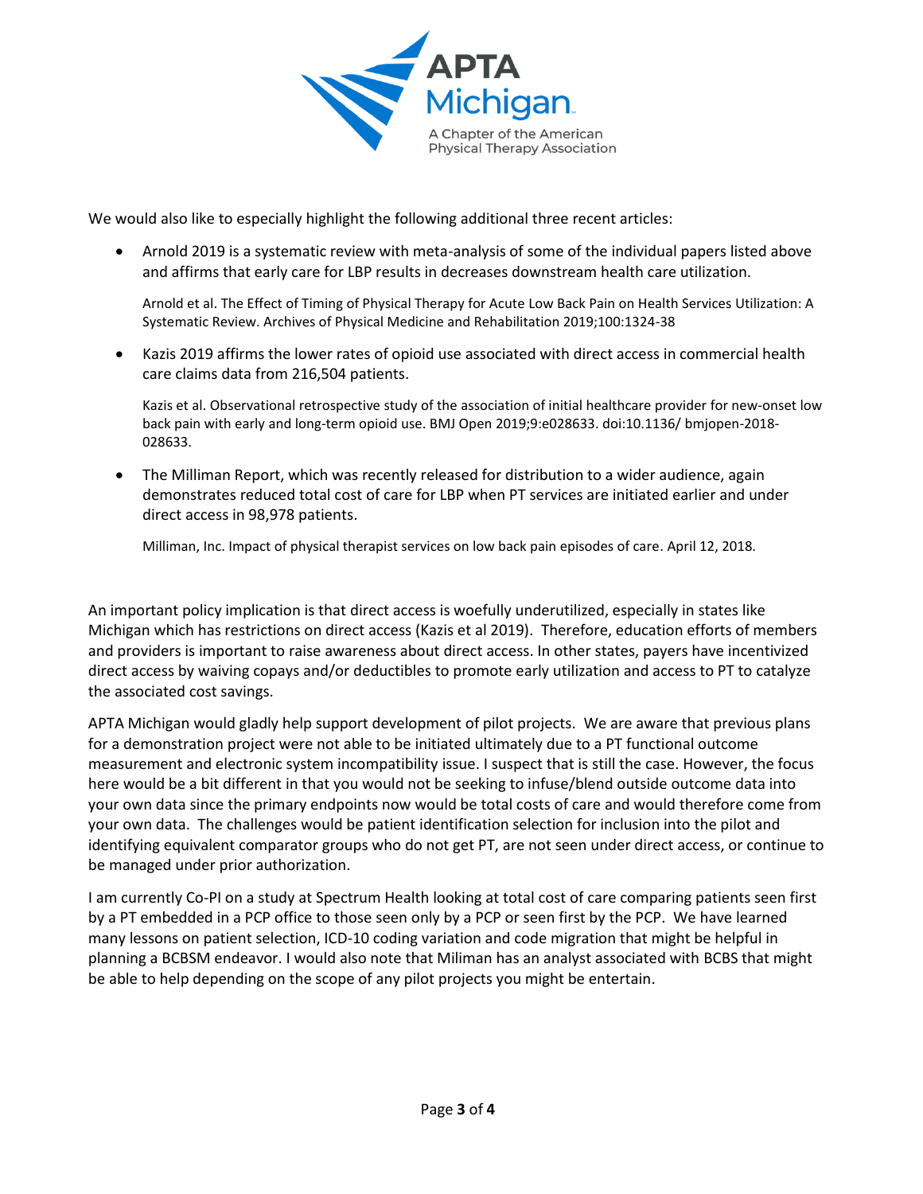We would also like to especially highlight the following additional three recent articles:

- Arnold 2019 is a systematic review with meta-analysis of some of the individual papers listed above and affirms that early care for LBP results in decreases downstream health care utilization.

  Arnold et al. The Effect of Timing of Physical Therapy for Acute Low Back Pain on Health Services Utilization: A Systematic Review. Archives of Physical Medicine and Rehabilitation 2019;100:1324-38

- Kazis 2019 affirms the lower rates of opioid use associated with direct access in commercial health care claims data from 216,504 patients.

  Kazis et al. Observational retrospective study of the association of initial healthcare provider for new-onset low back pain with early and long-term opioid use. BMJ Open 2019;9:e028633. doi:10.1136/ bmjopen-2018-028633.

- The Milliman Report, which was recently released for distribution to a wider audience, again demonstrates reduced total cost of care for LBP when PT services are initiated earlier and under direct access in 98,978 patients.

  Milliman, Inc. Impact of physical therapist services on low back pain episodes of care. April 12, 2018.

An important policy implication is that direct access is woefully underutilized, especially in states like Michigan which has restrictions on direct access (Kazis et al 2019). Therefore, education efforts of members and providers is important to raise awareness about direct access. In other states, payers have incentivized direct access by waiving copays and/or deductibles to promote early utilization and access to PT to catalyze the associated cost savings.

APTA Michigan would gladly help support development of pilot projects. We are aware that previous plans for a demonstration project were not able to be initiated ultimately due to a PT functional outcome measurement and electronic system incompatibility issue. I suspect that is still the case. However, the focus here would be a bit different in that you would not be seeking to infuse/blend outside outcome data into your own data since the primary endpoints now would be total costs of care and would therefore come from your own data. The challenges would be patient identification selection for inclusion into the pilot and identifying equivalent comparator groups who do not get PT, are not seen under direct access, or continue to be managed under prior authorization.

I am currently Co-PI on a study at Spectrum Health looking at total cost of care comparing patients seen first by a PT embedded in a PCP office to those seen only by a PCP or seen first by the PCP. We have learned many lessons on patient selection, ICD-10 coding variation and code migration that might be helpful in planning a BCBSM endeavor. I would also note that Miliman has an analyst associated with BCBS that might be able to help depending on the scope of any pilot projects you might be entertain.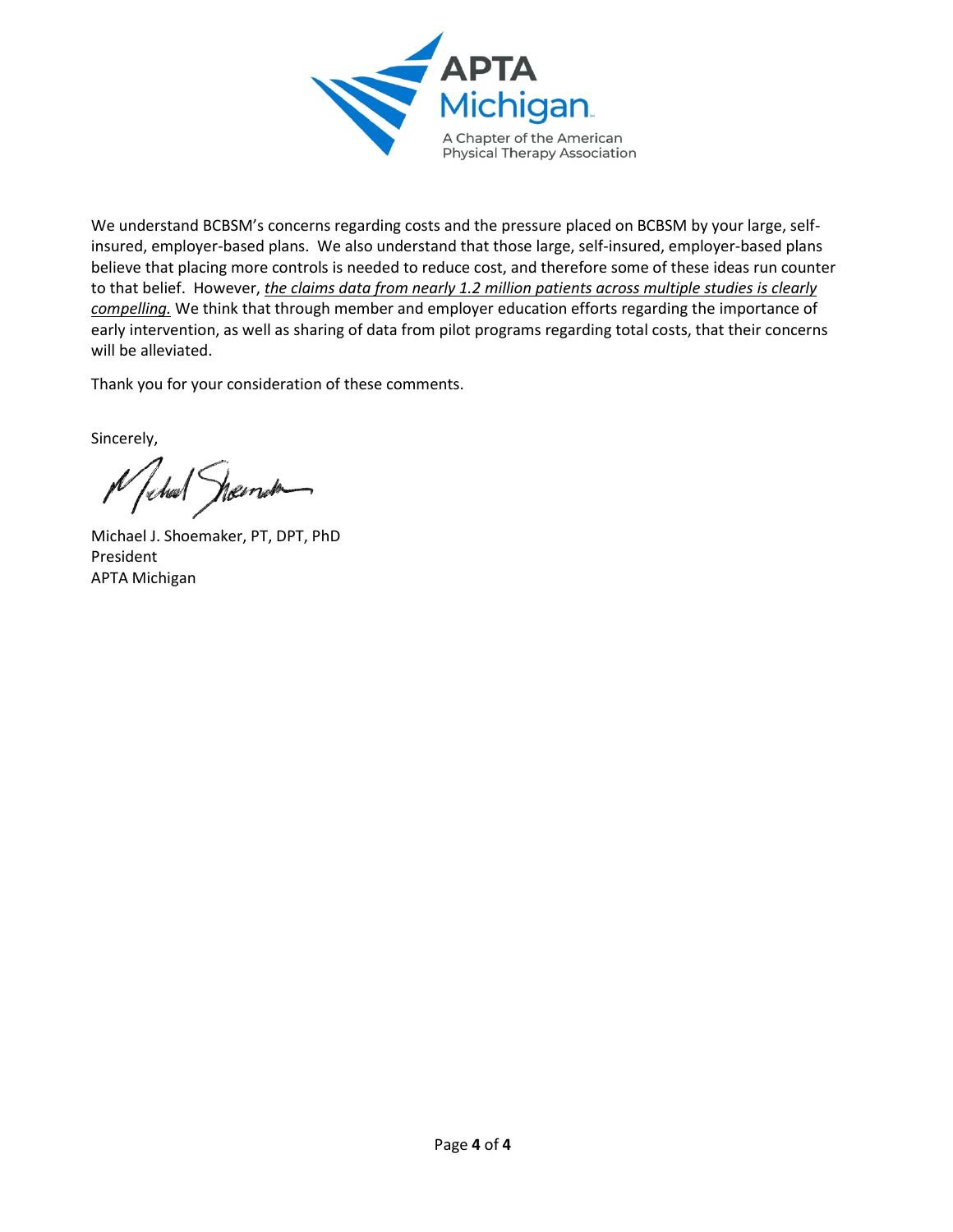We understand BCBSM's concerns regarding costs and the pressure placed on BCBSM by your large, self-insured, employer-based plans. We also understand that those large, self-insured, employer-based plans believe that placing more controls is needed to reduce cost, and therefore some of these ideas run counter to that belief. However, *the claims data from nearly 1.2 million patients across multiple studies is clearly compelling.* We think that through member and employer education efforts regarding the importance of early intervention, as well as sharing of data from pilot programs regarding total costs, that their concerns will be alleviated.

Thank you for your consideration of these comments.

Sincerely,

Michael J. Shoemaker, PT, DPT, PhD
President
APTA Michigan